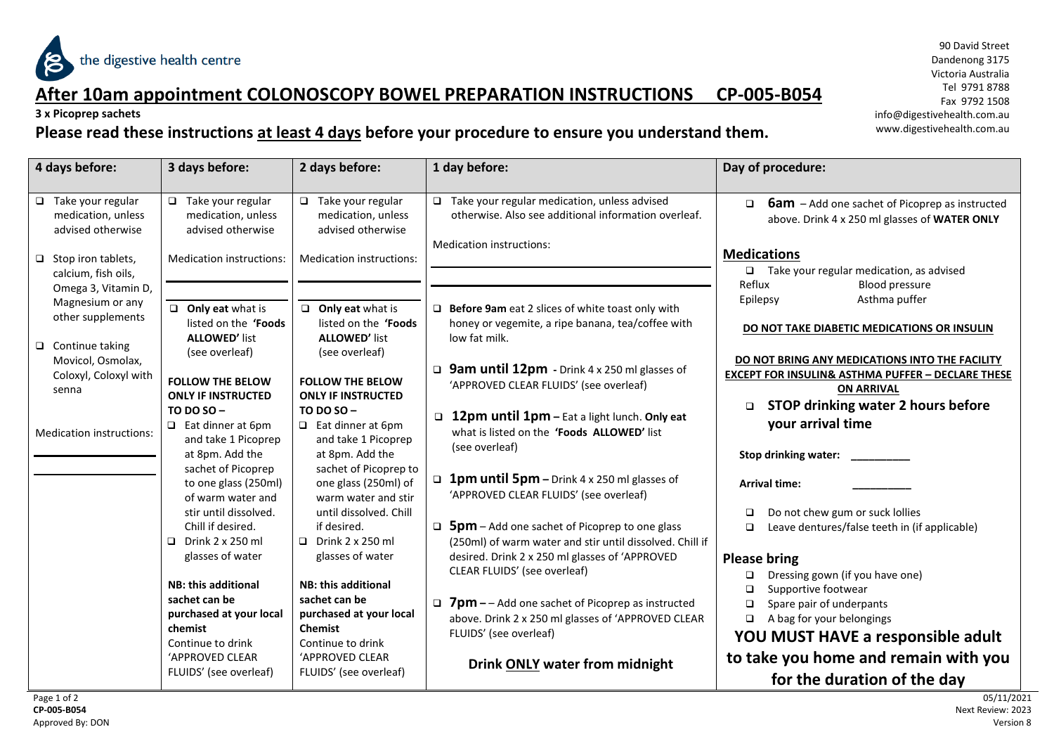the digestive health centre

90 David Street
Dandenong 3175
Victoria Australia
Tel 9791 8788
Fax 9792 1508
info@digestivehealth.com.au
www.digestivehealth.com.au

# After 10am appointment COLONOSCOPY BOWEL PREPARATION INSTRUCTIONS CP-005-B054

**3 x Picoprep sachets**

## Please read these instructions at least 4 days before your procedure to ensure you understand them.

| 4 days before: | 3 days before: | 2 days before: | 1 day before: | Day of procedure: |
|---|---|---|---|---|
| ❑ Take your regular medication, unless advised otherwise<br><br>❑ Stop iron tablets, calcium, fish oils, Omega 3, Vitamin D, Magnesium or any other supplements<br><br>❑ Continue taking Movicol, Osmolax, Coloxyl, Coloxyl with senna<br><br>Medication instructions:<br>\_\_\_\_\_\_\_\_\_\_\_\_\_\_\_\_<br>\_\_\_\_\_\_\_\_\_\_\_\_\_\_\_\_ | ❑ Take your regular medication, unless advised otherwise<br><br>Medication instructions:<br>\_\_\_\_\_\_\_\_\_\_\_\_\_\_\_\_<br><br>❑ **Only eat** what is listed on the **'Foods ALLOWED'** list (see overleaf)<br><br>**FOLLOW THE BELOW ONLY IF INSTRUCTED TO DO SO –**<br>❑ Eat dinner at 6pm and take 1 Picoprep at 8pm. Add the sachet of Picoprep to one glass (250ml) of warm water and stir until dissolved. Chill if desired.<br>❑ Drink 2 x 250 ml glasses of water<br><br>**NB: this additional sachet can be purchased at your local chemist**<br>Continue to drink 'APPROVED CLEAR FLUIDS' (see overleaf) | ❑ Take your regular medication, unless advised otherwise<br><br>Medication instructions:<br>\_\_\_\_\_\_\_\_\_\_\_\_\_\_\_\_<br><br>❑ **Only eat** what is listed on the **'Foods ALLOWED'** list (see overleaf)<br><br>**FOLLOW THE BELOW ONLY IF INSTRUCTED TO DO SO –**<br>❑ Eat dinner at 6pm and take 1 Picoprep at 8pm. Add the sachet of Picoprep to one glass (250ml) of warm water and stir until dissolved. Chill if desired.<br>❑ Drink 2 x 250 ml glasses of water<br><br>**NB: this additional sachet can be purchased at your local Chemist**<br>Continue to drink 'APPROVED CLEAR FLUIDS' (see overleaf) | ❑ Take your regular medication, unless advised otherwise. Also see additional information overleaf.<br><br>Medication instructions:<br>\_\_\_\_\_\_\_\_\_\_\_\_\_\_\_\_<br>\_\_\_\_\_\_\_\_\_\_\_\_\_\_\_\_<br><br>❑ **Before 9am** eat 2 slices of white toast only with honey or vegemite, a ripe banana, tea/coffee with low fat milk.<br><br>❑ **9am until 12pm** - Drink 4 x 250 ml glasses of 'APPROVED CLEAR FLUIDS' (see overleaf)<br><br>❑ **12pm until 1pm** – Eat a light lunch. **Only eat** what is listed on the **'Foods ALLOWED'** list (see overleaf)<br><br>❑ **1pm until 5pm** – Drink 4 x 250 ml glasses of 'APPROVED CLEAR FLUIDS' (see overleaf)<br><br>❑ **5pm** – Add one sachet of Picoprep to one glass (250ml) of warm water and stir until dissolved. Chill if desired. Drink 2 x 250 ml glasses of 'APPROVED CLEAR FLUIDS' (see overleaf)<br><br>❑ **7pm** – – Add one sachet of Picoprep as instructed above. Drink 2 x 250 ml glasses of 'APPROVED CLEAR FLUIDS' (see overleaf)<br><br>**Drink ONLY water from midnight** | ❑ **6am** – Add one sachet of Picoprep as instructed above. Drink 4 x 250 ml glasses of **WATER ONLY**<br><br>**Medications**<br>❑ Take your regular medication, as advised<br>Reflux Blood pressure<br>Epilepsy Asthma puffer<br><br>**DO NOT TAKE DIABETIC MEDICATIONS OR INSULIN**<br><br>**DO NOT BRING ANY MEDICATIONS INTO THE FACILITY EXCEPT FOR INSULIN& ASTHMA PUFFER – DECLARE THESE ON ARRIVAL**<br><br>❑ **STOP drinking water 2 hours before your arrival time**<br><br>**Stop drinking water:** \_\_\_\_\_\_\_\_\_\_<br><br>**Arrival time:** \_\_\_\_\_\_\_\_\_\_<br><br>❑ Do not chew gum or suck lollies<br>❑ Leave dentures/false teeth in (if applicable)<br><br>**Please bring**<br>❑ Dressing gown (if you have one)<br>❑ Supportive footwear<br>❑ Spare pair of underpants<br>❑ A bag for your belongings<br>**YOU MUST HAVE a responsible adult to take you home and remain with you for the duration of the day** |

**CP-005-B054**
Approved By: DON

05/11/2021
Next Review: 2023
Version 8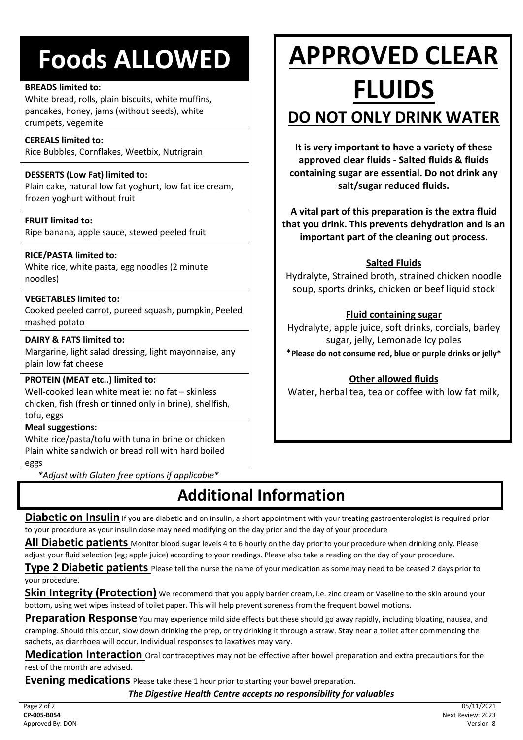# Foods ALLOWED

**BREADS limited to:**
White bread, rolls, plain biscuits, white muffins, pancakes, honey, jams (without seeds), white crumpets, vegemite

**CEREALS limited to:**
Rice Bubbles, Cornflakes, Weetbix, Nutrigrain

**DESSERTS (Low Fat) limited to:**
Plain cake, natural low fat yoghurt, low fat ice cream, frozen yoghurt without fruit

**FRUIT limited to:**
Ripe banana, apple sauce, stewed peeled fruit

**RICE/PASTA limited to:**
White rice, white pasta, egg noodles (2 minute noodles)

**VEGETABLES limited to:**
Cooked peeled carrot, pureed squash, pumpkin, Peeled mashed potato

**DAIRY & FATS limited to:**
Margarine, light salad dressing, light mayonnaise, any plain low fat cheese

**PROTEIN (MEAT etc..) limited to:**
Well-cooked lean white meat ie: no fat – skinless chicken, fish (fresh or tinned only in brine), shellfish, tofu, eggs

**Meal suggestions:**
White rice/pasta/tofu with tuna in brine or chicken
Plain white sandwich or bread roll with hard boiled eggs

*\*Adjust with Gluten free options if applicable\**

# APPROVED CLEAR FLUIDS

## DO NOT ONLY DRINK WATER

**It is very important to have a variety of these approved clear fluids - Salted fluids & fluids containing sugar are essential. Do not drink any salt/sugar reduced fluids.**

**A vital part of this preparation is the extra fluid that you drink. This prevents dehydration and is an important part of the cleaning out process.**

**Salted Fluids**
Hydralyte, Strained broth, strained chicken noodle soup, sports drinks, chicken or beef liquid stock

**Fluid containing sugar**
Hydralyte, apple juice, soft drinks, cordials, barley sugar, jelly, Lemonade Icy poles
\***Please do not consume red, blue or purple drinks or jelly**\*

**Other allowed fluids**
Water, herbal tea, tea or coffee with low fat milk,

# Additional Information

**Diabetic on Insulin** If you are diabetic and on insulin, a short appointment with your treating gastroenterologist is required prior to your procedure as your insulin dose may need modifying on the day prior and the day of your procedure

**All Diabetic patients** Monitor blood sugar levels 4 to 6 hourly on the day prior to your procedure when drinking only. Please adjust your fluid selection (eg; apple juice) according to your readings. Please also take a reading on the day of your procedure.

**Type 2 Diabetic patients** Please tell the nurse the name of your medication as some may need to be ceased 2 days prior to your procedure.

**Skin Integrity (Protection)** We recommend that you apply barrier cream, i.e. zinc cream or Vaseline to the skin around your bottom, using wet wipes instead of toilet paper. This will help prevent soreness from the frequent bowel motions.

**Preparation Response** You may experience mild side effects but these should go away rapidly, including bloating, nausea, and cramping. Should this occur, slow down drinking the prep, or try drinking it through a straw. Stay near a toilet after commencing the sachets, as diarrhoea will occur. Individual responses to laxatives may vary.

**Medication Interaction** Oral contraceptives may not be effective after bowel preparation and extra precautions for the rest of the month are advised.

**Evening medications** Please take these 1 hour prior to starting your bowel preparation.

***The Digestive Health Centre accepts no responsibility for valuables***

**CP-005-B054**
Approved By: DON

05/11/2021
Next Review: 2023
Version 8